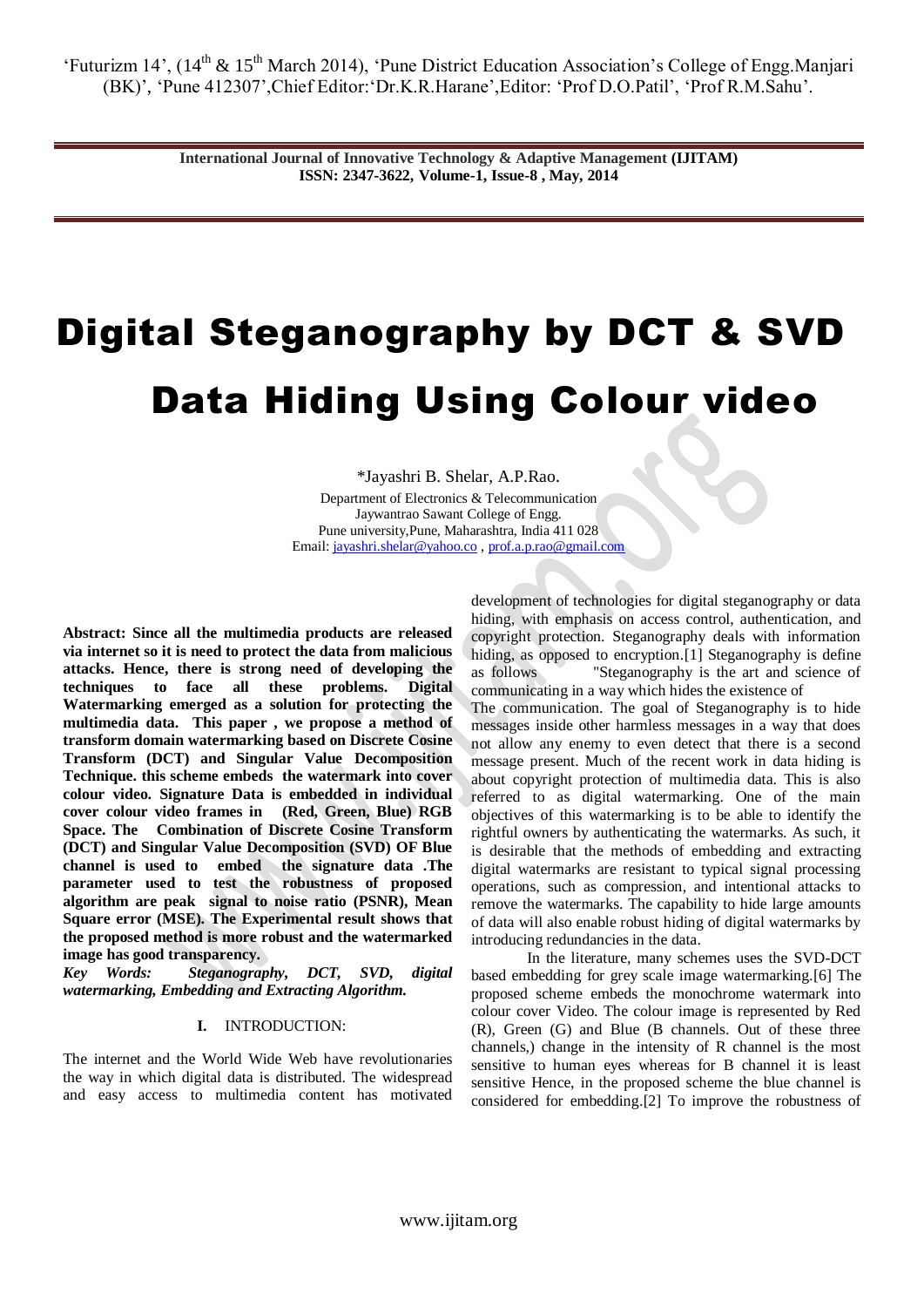# Digital Steganography by DCT & SVD Data Hiding Using Colour video

*Jayashri B. Shelar, A.P.Rao.

Department of Electronics & Telecommunication
Jaywantrao Sawant College of Engg.
Pune university,Pune, Maharashtra, India 411 028
Email: jayashri.shelar@yahoo.co , prof.a.p.rao@gmail.com

**Abstract: Since all the multimedia products are released via internet so it is need to protect the data from malicious attacks. Hence, there is strong need of developing the techniques to face all these problems. Digital Watermarking emerged as a solution for protecting the multimedia data. This paper , we propose a method of transform domain watermarking based on Discrete Cosine Transform (DCT) and Singular Value Decomposition Technique. this scheme embeds the watermark into cover colour video. Signature Data is embedded in individual cover colour video frames in (Red, Green, Blue) RGB Space. The Combination of Discrete Cosine Transform (DCT) and Singular Value Decomposition (SVD) OF Blue channel is used to embed the signature data .The parameter used to test the robustness of proposed algorithm are peak signal to noise ratio (PSNR), Mean Square error (MSE). The Experimental result shows that the proposed method is more robust and the watermarked image has good transparency.**

***Key Words: Steganography, DCT, SVD, digital watermarking, Embedding and Extracting Algorithm.***

## I. INTRODUCTION:

The internet and the World Wide Web have revolutionaries the way in which digital data is distributed. The widespread and easy access to multimedia content has motivated development of technologies for digital steganography or data hiding, with emphasis on access control, authentication, and copyright protection. Steganography deals with information hiding, as opposed to encryption.[1] Steganography is define as follows "Steganography is the art and science of communicating in a way which hides the existence of The communication. The goal of Steganography is to hide messages inside other harmless messages in a way that does not allow any enemy to even detect that there is a second message present. Much of the recent work in data hiding is about copyright protection of multimedia data. This is also referred to as digital watermarking. One of the main objectives of this watermarking is to be able to identify the rightful owners by authenticating the watermarks. As such, it is desirable that the methods of embedding and extracting digital watermarks are resistant to typical signal processing operations, such as compression, and intentional attacks to remove the watermarks. The capability to hide large amounts of data will also enable robust hiding of digital watermarks by introducing redundancies in the data.

In the literature, many schemes uses the SVD-DCT based embedding for grey scale image watermarking.[6] The proposed scheme embeds the monochrome watermark into colour cover Video. The colour image is represented by Red (R), Green (G) and Blue (B channels. Out of these three channels,) change in the intensity of R channel is the most sensitive to human eyes whereas for B channel it is least sensitive Hence, in the proposed scheme the blue channel is considered for embedding.[2] To improve the robustness of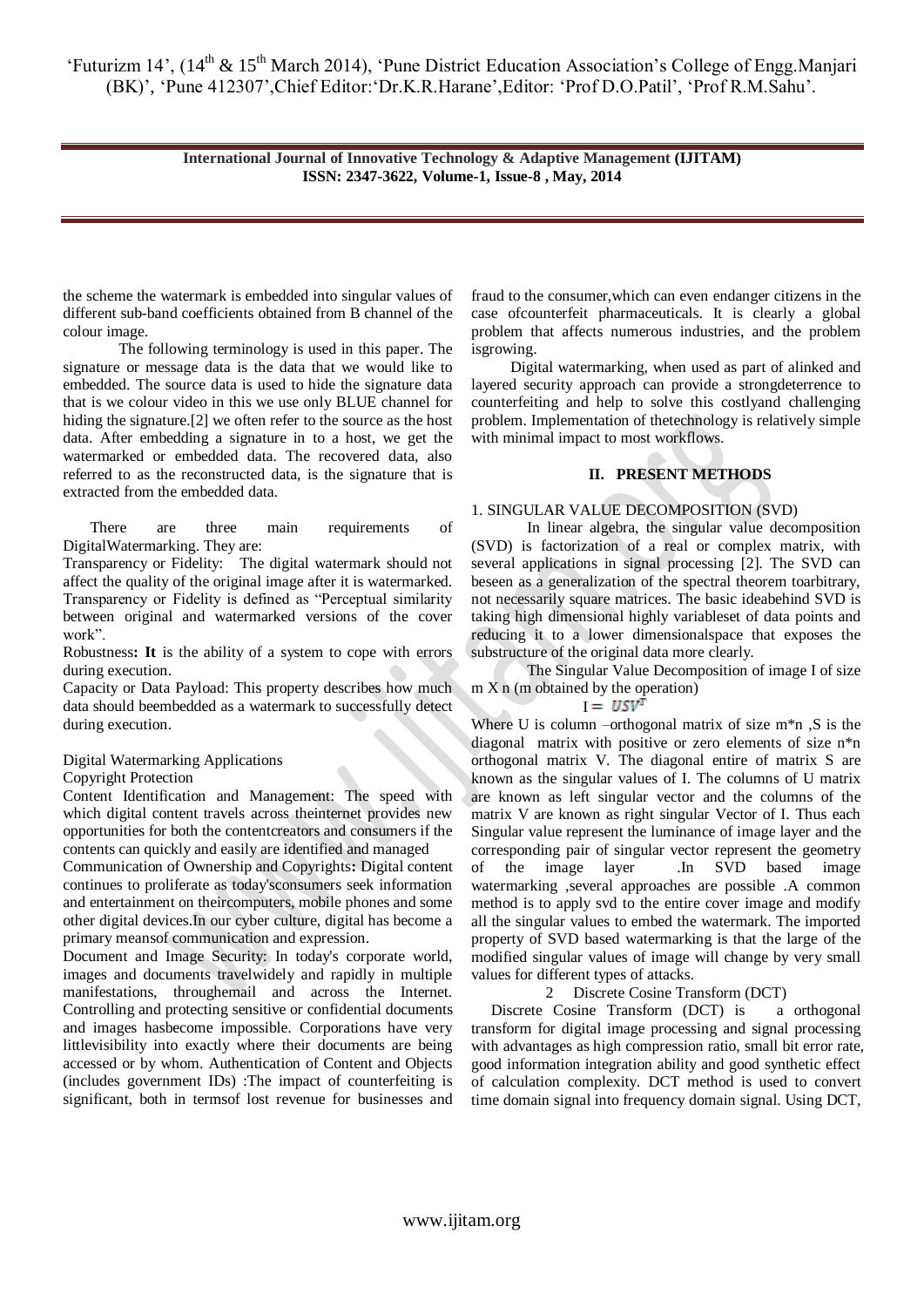the scheme the watermark is embedded into singular values of different sub-band coefficients obtained from B channel of the colour image.

The following terminology is used in this paper. The signature or message data is the data that we would like to embedded. The source data is used to hide the signature data that is we colour video in this we use only BLUE channel for hiding the signature.[2] we often refer to the source as the host data. After embedding a signature in to a host, we get the watermarked or embedded data. The recovered data, also referred to as the reconstructed data, is the signature that is extracted from the embedded data.

There are three main requirements of DigitalWatermarking. They are:

Transparency or Fidelity: The digital watermark should not affect the quality of the original image after it is watermarked. Transparency or Fidelity is defined as "Perceptual similarity between original and watermarked versions of the cover work".

Robustness**: It** is the ability of a system to cope with errors during execution.

Capacity or Data Payload: This property describes how much data should beembedded as a watermark to successfully detect during execution.

Digital Watermarking Applications

Copyright Protection

Content Identification and Management: The speed with which digital content travels across theinternet provides new opportunities for both the contentcreators and consumers if the contents can quickly and easily are identified and managed

Communication of Ownership and Copyrights**:** Digital content continues to proliferate as today'sconsumers seek information and entertainment on theircomputers, mobile phones and some other digital devices.In our cyber culture, digital has become a primary meansof communication and expression.

Document and Image Security: In today's corporate world, images and documents travelwidely and rapidly in multiple manifestations, throughemail and across the Internet. Controlling and protecting sensitive or confidential documents and images hasbecome impossible. Corporations have very littlevisibility into exactly where their documents are being accessed or by whom. Authentication of Content and Objects (includes government IDs) :The impact of counterfeiting is significant, both in termsof lost revenue for businesses and fraud to the consumer,which can even endanger citizens in the case ofcounterfeit pharmaceuticals. It is clearly a global problem that affects numerous industries, and the problem isgrowing.

Digital watermarking, when used as part of alinked and layered security approach can provide a strongdeterrence to counterfeiting and help to solve this costlyand challenging problem. Implementation of thetechnology is relatively simple with minimal impact to most workflows.

## II. PRESENT METHODS

1. SINGULAR VALUE DECOMPOSITION (SVD)

In linear algebra, the singular value decomposition (SVD) is factorization of a real or complex matrix, with several applications in signal processing [2]. The SVD can beseen as a generalization of the spectral theorem toarbitrary, not necessarily square matrices. The basic ideabehind SVD is taking high dimensional highly variableset of data points and reducing it to a lower dimensionalspace that exposes the substructure of the original data more clearly.

The Singular Value Decomposition of image I of size m X n (m obtained by the operation)

$$I = USV^T$$

Where U is column –orthogonal matrix of size m*n ,S is the diagonal matrix with positive or zero elements of size n*n orthogonal matrix V. The diagonal entire of matrix S are known as the singular values of I. The columns of U matrix are known as left singular vector and the columns of the matrix V are known as right singular Vector of I. Thus each Singular value represent the luminance of image layer and the corresponding pair of singular vector represent the geometry of the image layer .In SVD based image watermarking ,several approaches are possible .A common method is to apply svd to the entire cover image and modify all the singular values to embed the watermark. The imported property of SVD based watermarking is that the large of the modified singular values of image will change by very small values for different types of attacks.

2 Discrete Cosine Transform (DCT)

Discrete Cosine Transform (DCT) is a orthogonal transform for digital image processing and signal processing with advantages as high compression ratio, small bit error rate, good information integration ability and good synthetic effect of calculation complexity. DCT method is used to convert time domain signal into frequency domain signal. Using DCT,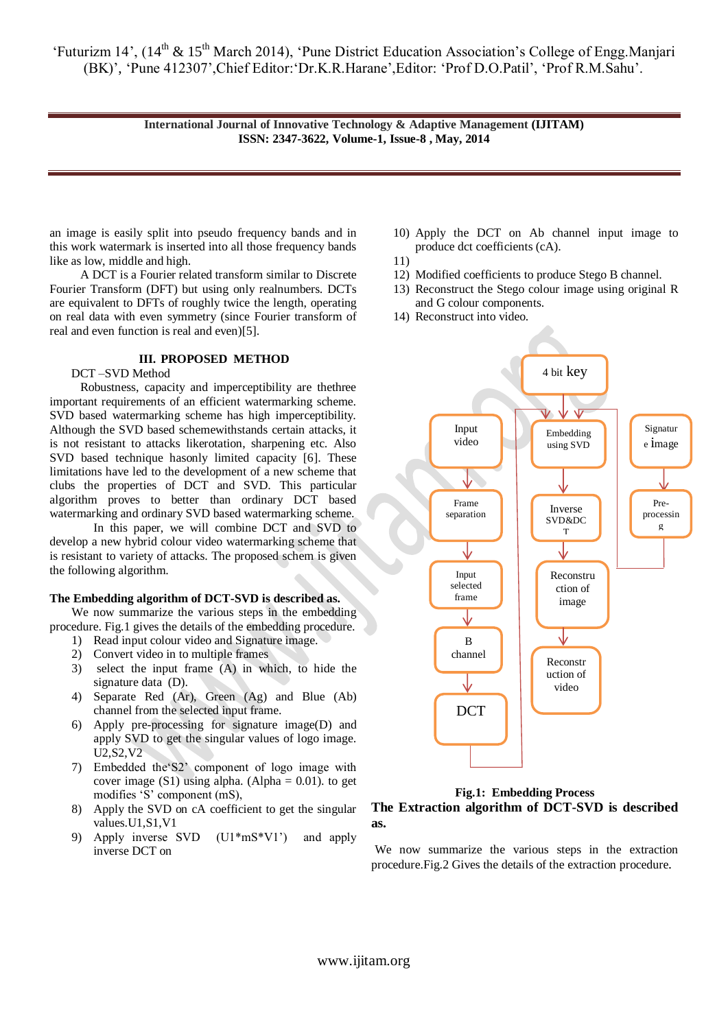an image is easily split into pseudo frequency bands and in this work watermark is inserted into all those frequency bands like as low, middle and high.

A DCT is a Fourier related transform similar to Discrete Fourier Transform (DFT) but using only realnumbers. DCTs are equivalent to DFTs of roughly twice the length, operating on real data with even symmetry (since Fourier transform of real and even function is real and even)[5].

## III. PROPOSED METHOD

DCT –SVD Method

Robustness, capacity and imperceptibility are thethree important requirements of an efficient watermarking scheme. SVD based watermarking scheme has high imperceptibility. Although the SVD based schemewithstands certain attacks, it is not resistant to attacks likerotation, sharpening etc. Also SVD based technique hasonly limited capacity [6]. These limitations have led to the development of a new scheme that clubs the properties of DCT and SVD. This particular algorithm proves to better than ordinary DCT based watermarking and ordinary SVD based watermarking scheme.

In this paper, we will combine DCT and SVD to develop a new hybrid colour video watermarking scheme that is resistant to variety of attacks. The proposed schem is given the following algorithm.

**The Embedding algorithm of DCT-SVD is described as.**

We now summarize the various steps in the embedding procedure. Fig.1 gives the details of the embedding procedure.

1) Read input colour video and Signature image.
2) Convert video in to multiple frames
3) select the input frame (A) in which, to hide the signature data (D).
4) Separate Red (Ar), Green (Ag) and Blue (Ab) channel from the selected input frame.
6) Apply pre-processing for signature image(D) and apply SVD to get the singular values of logo image. U2,S2,V2
7) Embedded the'S2' component of logo image with cover image (S1) using alpha. (Alpha = 0.01). to get modifies 'S' component (mS),
8) Apply the SVD on cA coefficient to get the singular values.U1,S1,V1
9) Apply inverse SVD (U1\*mS\*V1') and apply inverse DCT on
10) Apply the DCT on Ab channel input image to produce dct coefficients (cA).
11)
12) Modified coefficients to produce Stego B channel.
13) Reconstruct the Stego colour image using original R and G colour components.
14) Reconstruct into video.

**Fig.1: Embedding Process**

**The Extraction algorithm of DCT-SVD is described as.**

We now summarize the various steps in the extraction procedure.Fig.2 Gives the details of the extraction procedure.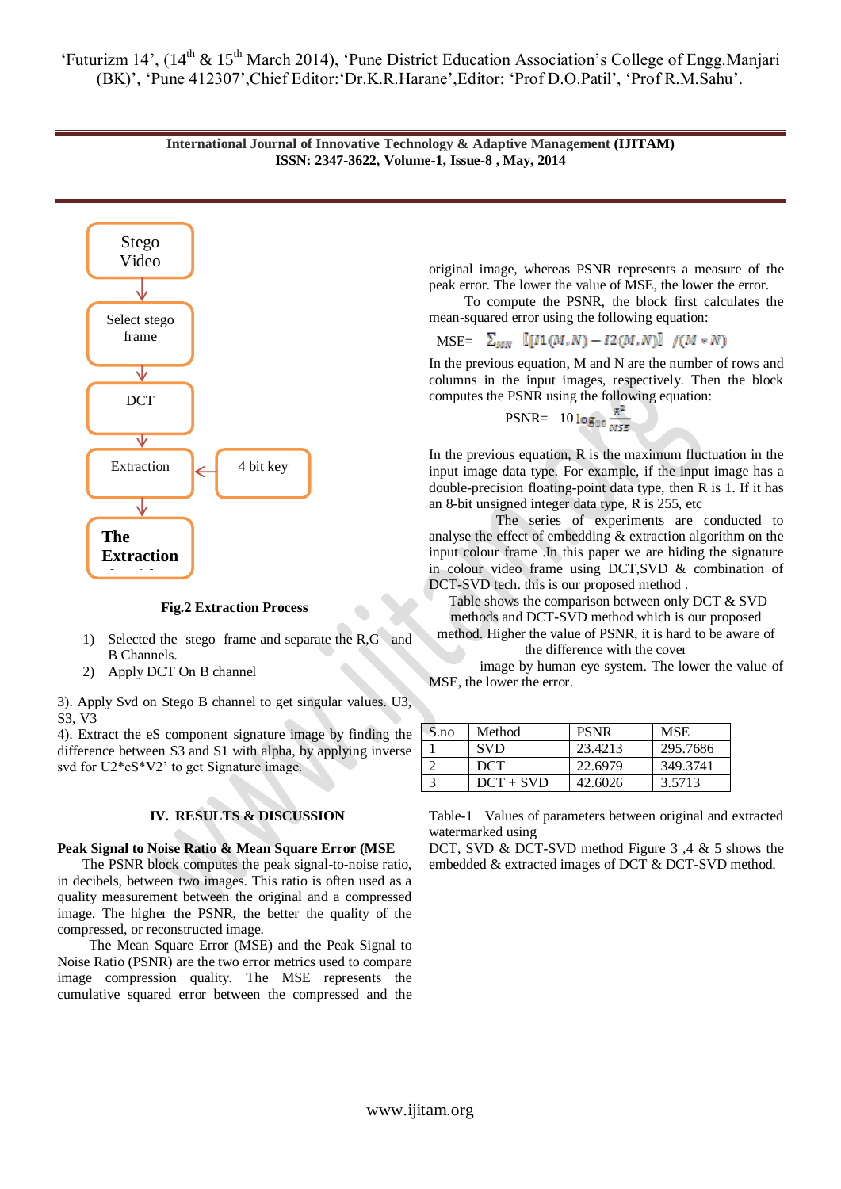Stego Video → Select stego frame → DCT → Extraction (← 4 bit key) → The Extraction

**Fig.2 Extraction Process**

1) Selected the stego frame and separate the R,G and B Channels.
2) Apply DCT On B channel

3). Apply Svd on Stego B channel to get singular values. U3, S3, V3

4). Extract the eS component signature image by finding the difference between S3 and S1 with alpha, by applying inverse svd for U2*eS*V2' to get Signature image.

## IV. RESULTS & DISCUSSION

**Peak Signal to Noise Ratio & Mean Square Error (MSE**

The PSNR block computes the peak signal-to-noise ratio, in decibels, between two images. This ratio is often used as a quality measurement between the original and a compressed image. The higher the PSNR, the better the quality of the compressed, or reconstructed image.

The Mean Square Error (MSE) and the Peak Signal to Noise Ratio (PSNR) are the two error metrics used to compare image compression quality. The MSE represents the cumulative squared error between the compressed and the original image, whereas PSNR represents a measure of the peak error. The lower the value of MSE, the lower the error.

To compute the PSNR, the block first calculates the mean-squared error using the following equation:

$$MSE= \sum_{M,N} [I1(M,N) - I2(M,N)]^2 / (M * N)$$

In the previous equation, M and N are the number of rows and columns in the input images, respectively. Then the block computes the PSNR using the following equation:

$$PSNR= 10 \log_{10} \frac{R^2}{MSE}$$

In the previous equation, R is the maximum fluctuation in the input image data type. For example, if the input image has a double-precision floating-point data type, then R is 1. If it has an 8-bit unsigned integer data type, R is 255, etc

The series of experiments are conducted to analyse the effect of embedding & extraction algorithm on the input colour frame .In this paper we are hiding the signature in colour video frame using DCT,SVD & combination of DCT-SVD tech. this is our proposed method .

Table shows the comparison between only DCT & SVD methods and DCT-SVD method which is our proposed method. Higher the value of PSNR, it is hard to be aware of the difference with the cover image by human eye system. The lower the value of MSE, the lower the error.

| S.no | Method | PSNR | MSE |
|---|---|---|---|
| 1 | SVD | 23.4213 | 295.7686 |
| 2 | DCT | 22.6979 | 349.3741 |
| 3 | DCT + SVD | 42.6026 | 3.5713 |

Table-1 Values of parameters between original and extracted watermarked using DCT, SVD & DCT-SVD method Figure 3 ,4 & 5 shows the embedded & extracted images of DCT & DCT-SVD method.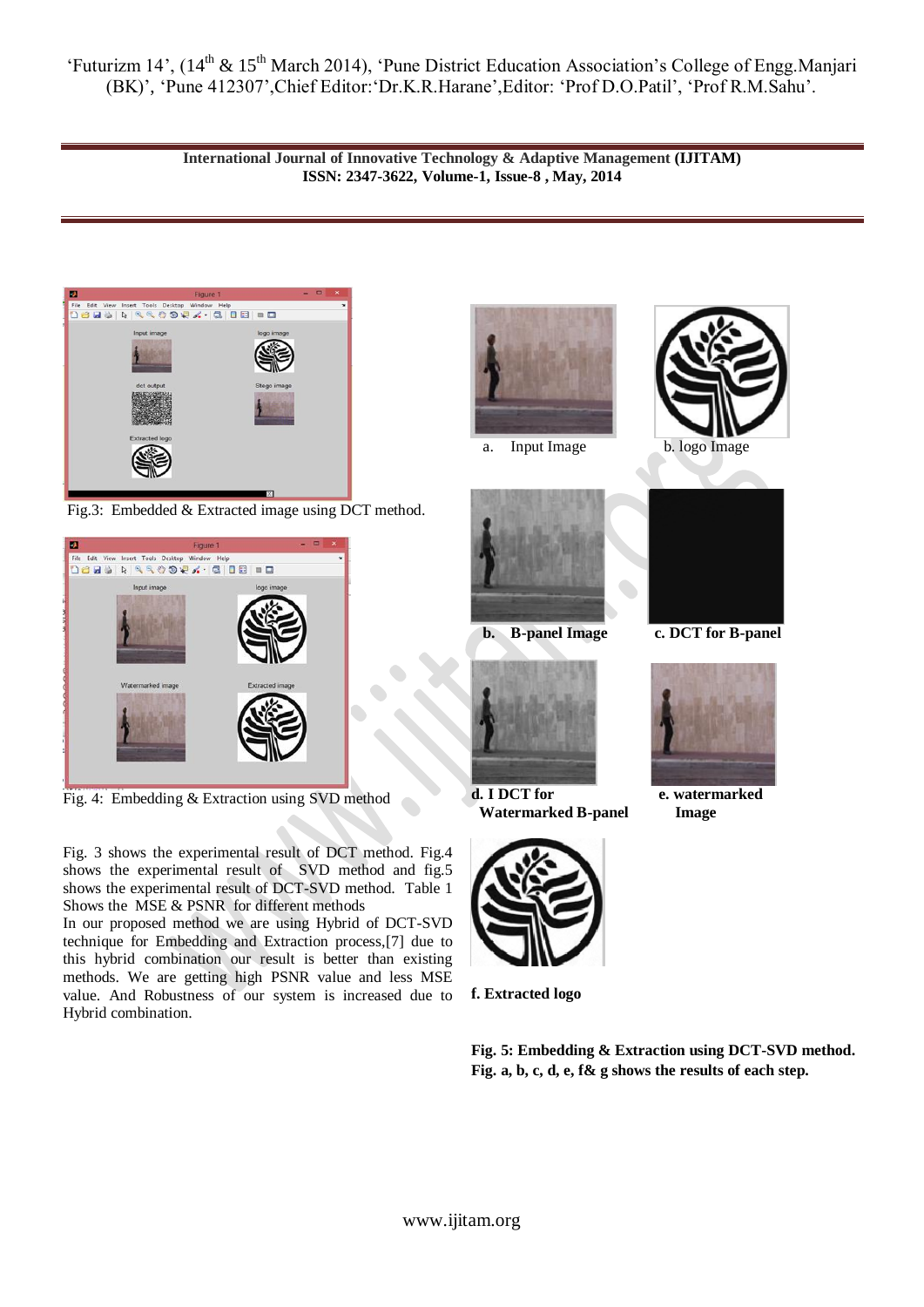Fig.3: Embedded & Extracted image using DCT method.

Fig. 4: Embedding & Extraction using SVD method

Fig. 3 shows the experimental result of DCT method. Fig.4 shows the experimental result of SVD method and fig.5 shows the experimental result of DCT-SVD method. Table 1 Shows the MSE & PSNR for different methods

In our proposed method we are using Hybrid of DCT-SVD technique for Embedding and Extraction process,[7] due to this hybrid combination our result is better than existing methods. We are getting high PSNR value and less MSE value. And Robustness of our system is increased due to Hybrid combination.

a. Input Image

b. logo Image

**b. B-panel Image**

**c. DCT for B-panel**

**d. I DCT for Watermarked B-panel**

**e. watermarked Image**

**f. Extracted logo**

**Fig. 5: Embedding & Extraction using DCT-SVD method. Fig. a, b, c, d, e, f& g shows the results of each step.**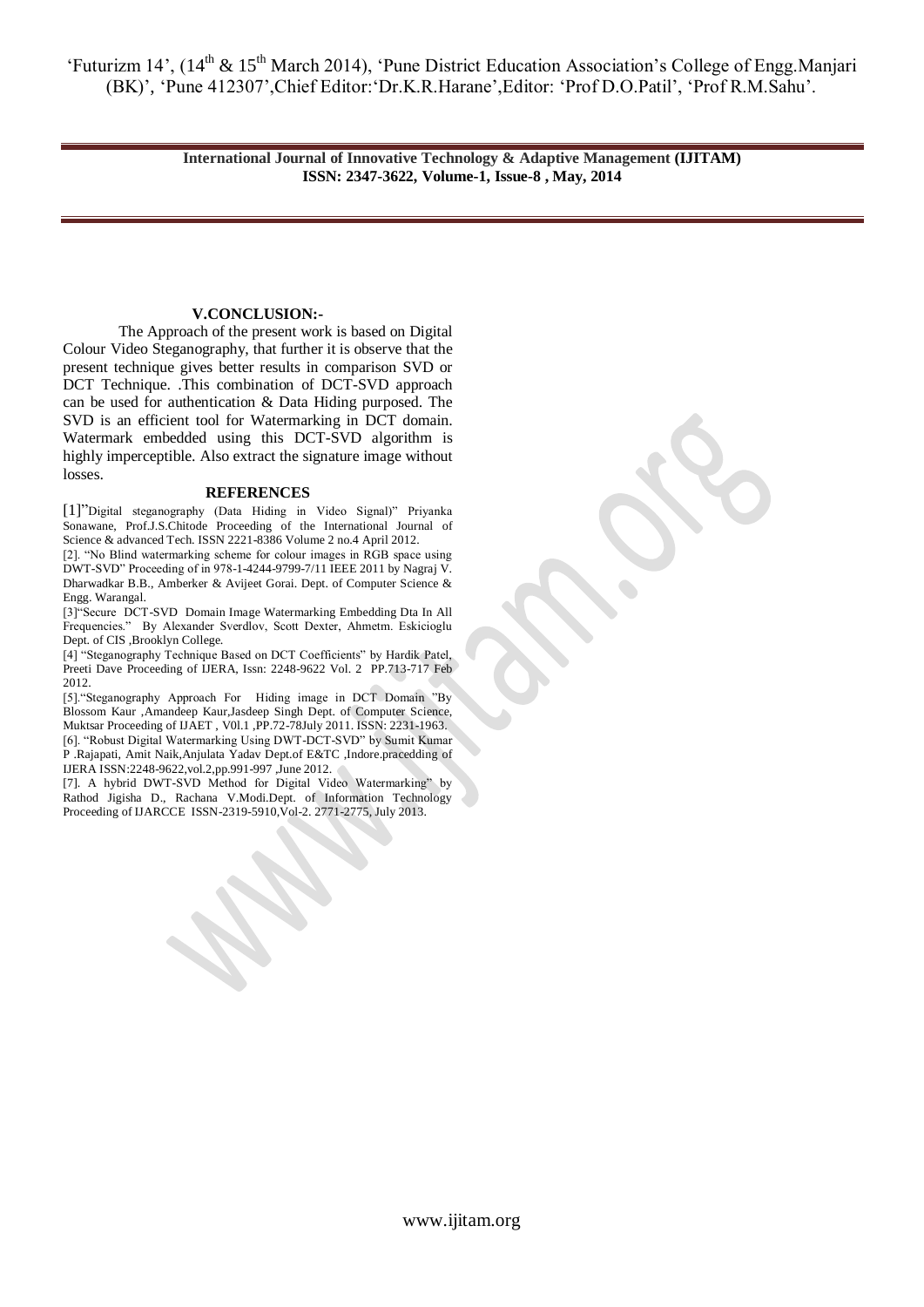## V.CONCLUSION:-

The Approach of the present work is based on Digital Colour Video Steganography, that further it is observe that the present technique gives better results in comparison SVD or DCT Technique. .This combination of DCT-SVD approach can be used for authentication & Data Hiding purposed. The SVD is an efficient tool for Watermarking in DCT domain. Watermark embedded using this DCT-SVD algorithm is highly imperceptible. Also extract the signature image without losses.

## REFERENCES

[1]"Digital steganography (Data Hiding in Video Signal)" Priyanka Sonawane, Prof.J.S.Chitode Proceeding of the International Journal of Science & advanced Tech. ISSN 2221-8386 Volume 2 no.4 April 2012.

[2]. "No Blind watermarking scheme for colour images in RGB space using DWT-SVD" Proceeding of in 978-1-4244-9799-7/11 IEEE 2011 by Nagraj V. Dharwadkar B.B., Amberker & Avijeet Gorai. Dept. of Computer Science & Engg. Warangal.

[3]"Secure DCT-SVD Domain Image Watermarking Embedding Dta In All Frequencies." By Alexander Sverdlov, Scott Dexter, Ahmetm. Eskicioglu Dept. of CIS ,Brooklyn College.

[4] "Steganography Technique Based on DCT Coefficients" by Hardik Patel, Preeti Dave Proceeding of IJERA, Issn: 2248-9622 Vol. 2 PP.713-717 Feb 2012.

[5]."Steganography Approach For Hiding image in DCT Domain "By Blossom Kaur ,Amandeep Kaur,Jasdeep Singh Dept. of Computer Science, Muktsar Proceeding of IJAET , V0l.1 ,PP.72-78July 2011. ISSN: 2231-1963.

[6]. "Robust Digital Watermarking Using DWT-DCT-SVD" by Sumit Kumar P .Rajapati, Amit Naik,Anjulata Yadav Dept.of E&TC ,Indore.pracedding of IJERA ISSN:2248-9622,vol.2,pp.991-997 ,June 2012.

[7]. A hybrid DWT-SVD Method for Digital Video Watermarking" by Rathod Jigisha D., Rachana V.Modi.Dept. of Information Technology Proceeding of IJARCCE ISSN-2319-5910,Vol-2. 2771-2775, July 2013.